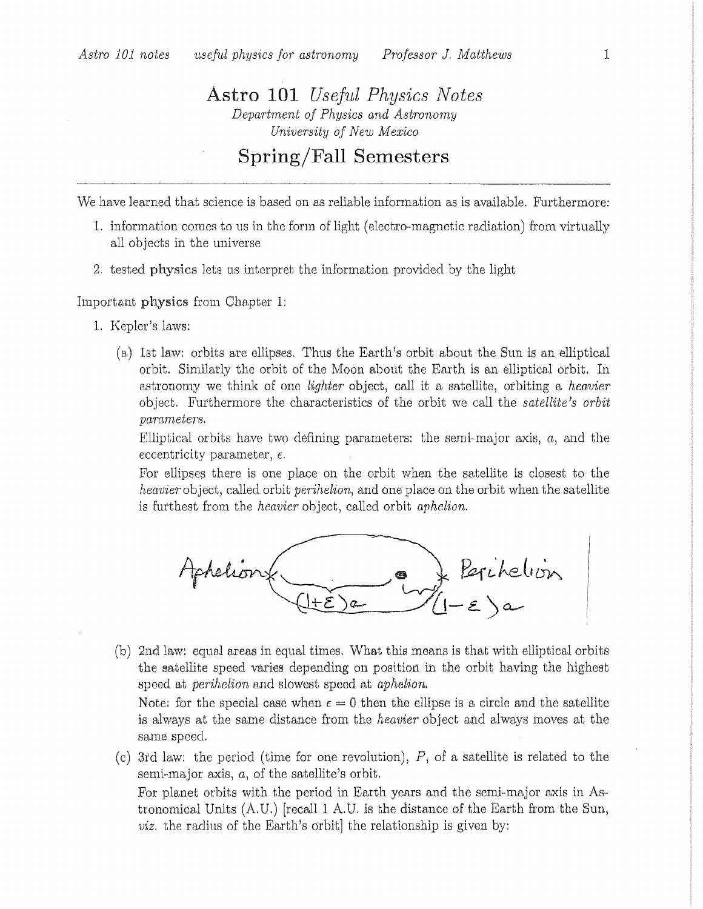# Astro 101 *Useful Physics Notes*

*Department of Physics and Astronomy*
*University of New Mexico*

## Spring/Fall Semesters

---

We have learned that science is based on as reliable information as is available. Furthermore:

1. information comes to us in the form of light (electro-magnetic radiation) from virtually all objects in the universe
2. tested **physics** lets us interpret the information provided by the light

Important **physics** from Chapter 1:

1. Kepler's laws:

   (a) 1st law: orbits are ellipses. Thus the Earth's orbit about the Sun is an elliptical orbit. Similarly the orbit of the Moon about the Earth is an elliptical orbit. In astronomy we think of one *lighter* object, call it a satellite, orbiting a *heavier* object. Furthermore the characteristics of the orbit we call the *satellite's orbit parameters*.

   Elliptical orbits have two defining parameters: the semi-major axis, $a$, and the eccentricity parameter, $\epsilon$.

   For ellipses there is one place on the orbit when the satellite is closest to the *heavier* object, called orbit *perihelion*, and one place on the orbit when the satellite is furthest from the *heavier* object, called orbit *aphelion*.

   Aphelion $(1+\epsilon)a$ &nbsp;&nbsp;&nbsp; $(1-\epsilon)a$ Perihelion

   (b) 2nd law: equal areas in equal times. What this means is that with elliptical orbits the satellite speed varies depending on position in the orbit having the highest speed at *perihelion* and slowest speed at *aphelion*.

   Note: for the special case when $\epsilon = 0$ then the ellipse is a circle and the satellite is always at the same distance from the *heavier* object and always moves at the same speed.

   (c) 3rd law: the period (time for one revolution), $P$, of a satellite is related to the semi-major axis, $a$, of the satellite's orbit.

   For planet orbits with the period in Earth years and the semi-major axis in Astronomical Units (A.U.) [recall 1 A.U. is the distance of the Earth from the Sun, *viz.* the radius of the Earth's orbit] the relationship is given by: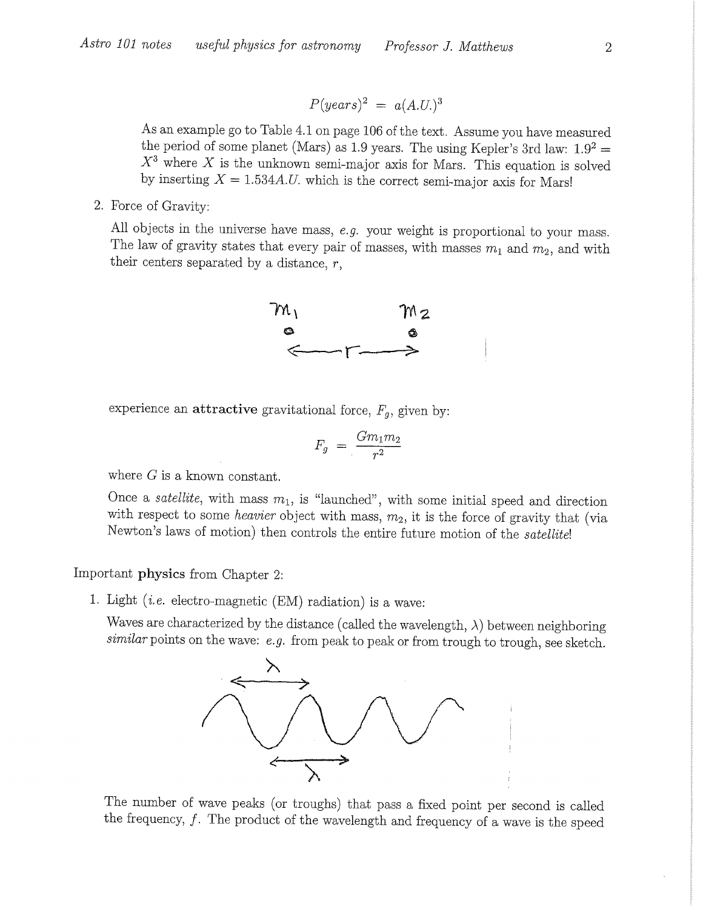$$P(years)^2 = a(A.U.)^3$$

As an example go to Table 4.1 on page 106 of the text. Assume you have measured the period of some planet (Mars) as 1.9 years. The using Kepler's 3rd law: $1.9^2 = X^3$ where $X$ is the unknown semi-major axis for Mars. This equation is solved by inserting $X = 1.534 A.U.$ which is the correct semi-major axis for Mars!

2. Force of Gravity:

   All objects in the universe have mass, *e.g.* your weight is proportional to your mass. The law of gravity states that every pair of masses, with masses $m_1$ and $m_2$, and with their centers separated by a distance, $r$,

   experience an **attractive** gravitational force, $F_g$, given by:

$$F_g = \frac{G m_1 m_2}{r^2}$$

   where $G$ is a known constant.

   Once a *satellite*, with mass $m_1$, is "launched", with some initial speed and direction with respect to some *heavier* object with mass, $m_2$, it is the force of gravity that (via Newton's laws of motion) then controls the entire future motion of the *satellite*!

Important **physics** from Chapter 2:

1. Light (*i.e.* electro-magnetic (EM) radiation) is a wave:

   Waves are characterized by the distance (called the wavelength, $\lambda$) between neighboring *similar* points on the wave: *e.g.* from peak to peak or from trough to trough, see sketch.

   The number of wave peaks (or troughs) that pass a fixed point per second is called the frequency, $f$. The product of the wavelength and frequency of a wave is the speed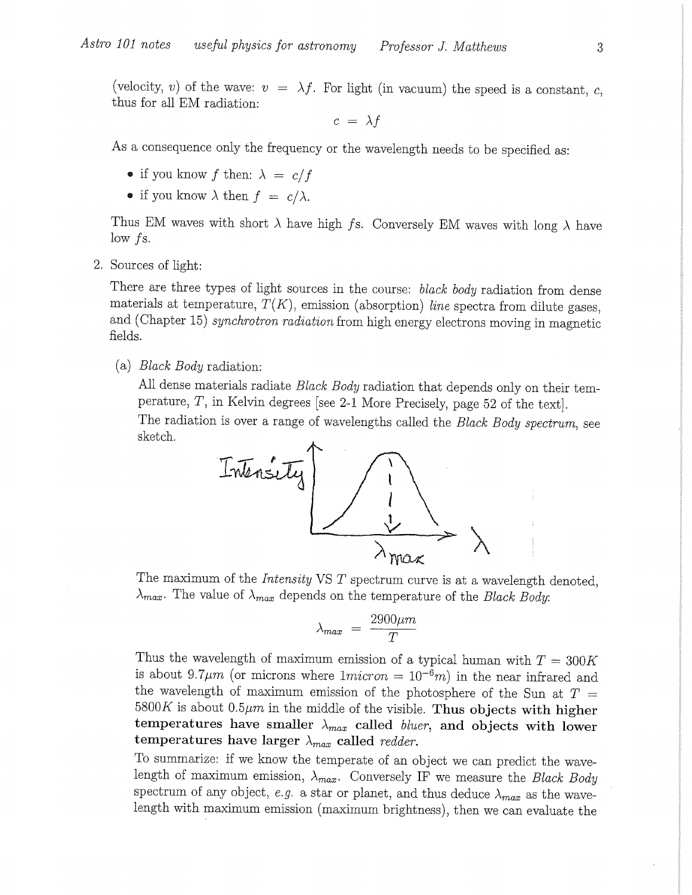(velocity, $v$) of the wave: $v = \lambda f$. For light (in vacuum) the speed is a constant, $c$, thus for all EM radiation:

$$c = \lambda f$$

As a consequence only the frequency or the wavelength needs to be specified as:

- if you know $f$ then: $\lambda = c/f$
- if you know $\lambda$ then $f = c/\lambda$.

Thus EM waves with short $\lambda$ have high $f$s. Conversely EM waves with long $\lambda$ have low $f$s.

2. Sources of light:

   There are three types of light sources in the course: *black body* radiation from dense materials at temperature, $T(K)$, emission (absorption) *line* spectra from dilute gases, and (Chapter 15) *synchrotron radiation* from high energy electrons moving in magnetic fields.

   (a) *Black Body* radiation:

   All dense materials radiate *Black Body* radiation that depends only on their temperature, $T$, in Kelvin degrees [see 2-1 More Precisely, page 52 of the text].

   The radiation is over a range of wavelengths called the *Black Body spectrum*, see sketch.

   The maximum of the *Intensity* VS $T$ spectrum curve is at a wavelength denoted, $\lambda_{max}$. The value of $\lambda_{max}$ depends on the temperature of the *Black Body*:

   $$\lambda_{max} = \frac{2900\mu m}{T}$$

   Thus the wavelength of maximum emission of a typical human with $T = 300K$ is about $9.7\mu m$ (or microns where $1 micron = 10^{-6}m$) in the near infrared and the wavelength of maximum emission of the photosphere of the Sun at $T = 5800K$ is about $0.5\mu m$ in the middle of the visible. **Thus objects with higher temperatures have smaller $\lambda_{max}$ called *bluer*, and objects with lower temperatures have larger $\lambda_{max}$ called *redder*.**

   To summarize: if we know the temperate of an object we can predict the wavelength of maximum emission, $\lambda_{max}$. Conversely IF we measure the *Black Body* spectrum of any object, *e.g.* a star or planet, and thus deduce $\lambda_{max}$ as the wavelength with maximum emission (maximum brightness), then we can evaluate the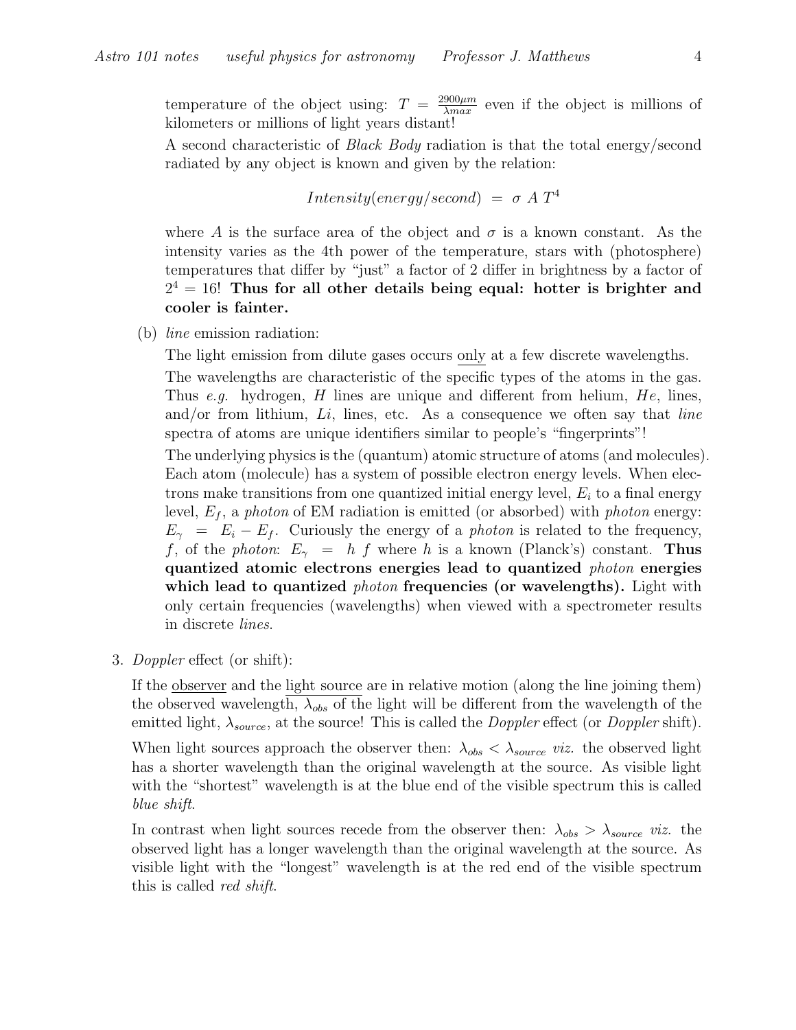temperature of the object using: $T = \frac{2900 \mu m}{\lambda max}$ even if the object is millions of kilometers or millions of light years distant!

A second characteristic of *Black Body* radiation is that the total energy/second radiated by any object is known and given by the relation:

$$Intensity(energy/second) \; = \; \sigma \; A \; T^4$$

where $A$ is the surface area of the object and $\sigma$ is a known constant. As the intensity varies as the 4th power of the temperature, stars with (photosphere) temperatures that differ by "just" a factor of 2 differ in brightness by a factor of $2^4 = 16$! **Thus for all other details being equal: hotter is brighter and cooler is fainter.**

(b) *line* emission radiation:

The light emission from dilute gases occurs only at a few discrete wavelengths.

The wavelengths are characteristic of the specific types of the atoms in the gas. Thus *e.g.* hydrogen, $H$ lines are unique and different from helium, $He$, lines, and/or from lithium, $Li$, lines, etc. As a consequence we often say that *line* spectra of atoms are unique identifiers similar to people's "fingerprints"!

The underlying physics is the (quantum) atomic structure of atoms (and molecules). Each atom (molecule) has a system of possible electron energy levels. When electrons make transitions from one quantized initial energy level, $E_i$ to a final energy level, $E_f$, a *photon* of EM radiation is emitted (or absorbed) with *photon* energy: $E_\gamma \; = \; E_i - E_f$. Curiously the energy of a *photon* is related to the frequency, $f$, of the *photon*: $E_\gamma \; = \; h \; f$ where $h$ is a known (Planck's) constant. **Thus quantized atomic electrons energies lead to quantized *photon* energies which lead to quantized *photon* frequencies (or wavelengths).** Light with only certain frequencies (wavelengths) when viewed with a spectrometer results in discrete *lines*.

3. *Doppler* effect (or shift):

If the observer and the light source are in relative motion (along the line joining them) the observed wavelength, $\lambda_{obs}$ of the light will be different from the wavelength of the emitted light, $\lambda_{source}$, at the source! This is called the *Doppler* effect (or *Doppler* shift).

When light sources approach the observer then: $\lambda_{obs} < \lambda_{source}$ *viz.* the observed light has a shorter wavelength than the original wavelength at the source. As visible light with the "shortest" wavelength is at the blue end of the visible spectrum this is called *blue shift*.

In contrast when light sources recede from the observer then: $\lambda_{obs} > \lambda_{source}$ *viz.* the observed light has a longer wavelength than the original wavelength at the source. As visible light with the "longest" wavelength is at the red end of the visible spectrum this is called *red shift*.